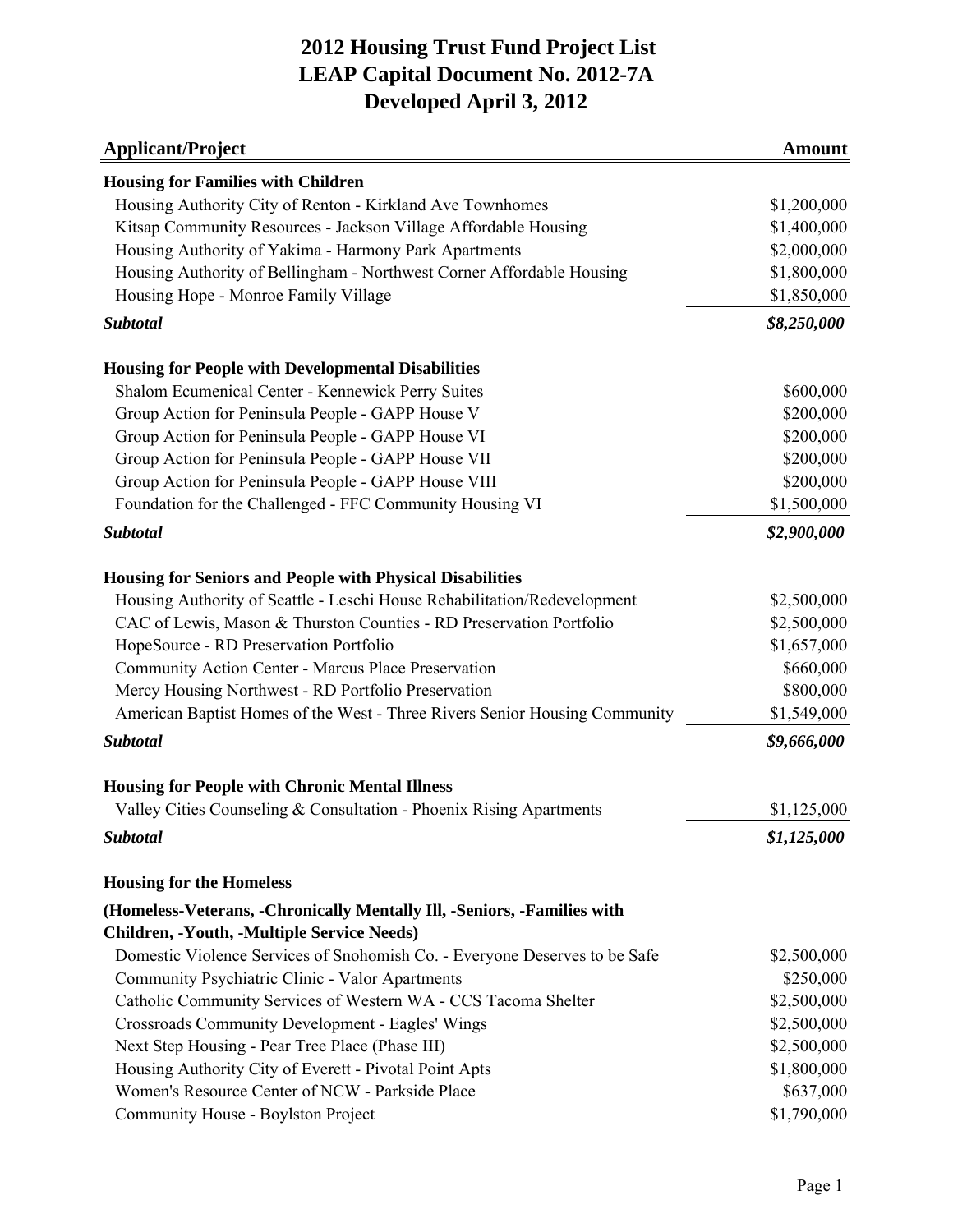# 2012 Housing Trust Fund Project List
# LEAP Capital Document No. 2012-7A
# Developed April 3, 2012

| Applicant/Project | Amount |
|---|---|
| **Housing for Families with Children** | |
| Housing Authority City of Renton - Kirkland Ave Townhomes | $1,200,000 |
| Kitsap Community Resources - Jackson Village Affordable Housing | $1,400,000 |
| Housing Authority of Yakima - Harmony Park Apartments | $2,000,000 |
| Housing Authority of Bellingham - Northwest Corner Affordable Housing | $1,800,000 |
| Housing Hope - Monroe Family Village | $1,850,000 |
| ***Subtotal*** | ***$8,250,000*** |
| **Housing for People with Developmental Disabilities** | |
| Shalom Ecumenical Center - Kennewick Perry Suites | $600,000 |
| Group Action for Peninsula People - GAPP House V | $200,000 |
| Group Action for Peninsula People - GAPP House VI | $200,000 |
| Group Action for Peninsula People - GAPP House VII | $200,000 |
| Group Action for Peninsula People - GAPP House VIII | $200,000 |
| Foundation for the Challenged - FFC Community Housing VI | $1,500,000 |
| ***Subtotal*** | ***$2,900,000*** |
| **Housing for Seniors and People with Physical Disabilities** | |
| Housing Authority of Seattle - Leschi House Rehabilitation/Redevelopment | $2,500,000 |
| CAC of Lewis, Mason & Thurston Counties - RD Preservation Portfolio | $2,500,000 |
| HopeSource - RD Preservation Portfolio | $1,657,000 |
| Community Action Center - Marcus Place Preservation | $660,000 |
| Mercy Housing Northwest - RD Portfolio Preservation | $800,000 |
| American Baptist Homes of the West - Three Rivers Senior Housing Community | $1,549,000 |
| ***Subtotal*** | ***$9,666,000*** |
| **Housing for People with Chronic Mental Illness** | |
| Valley Cities Counseling & Consultation - Phoenix Rising Apartments | $1,125,000 |
| ***Subtotal*** | ***$1,125,000*** |
| **Housing for the Homeless** | |
| **(Homeless-Veterans, -Chronically Mentally Ill, -Seniors, -Families with Children, -Youth, -Multiple Service Needs)** | |
| Domestic Violence Services of Snohomish Co. - Everyone Deserves to be Safe | $2,500,000 |
| Community Psychiatric Clinic - Valor Apartments | $250,000 |
| Catholic Community Services of Western WA - CCS Tacoma Shelter | $2,500,000 |
| Crossroads Community Development - Eagles' Wings | $2,500,000 |
| Next Step Housing - Pear Tree Place (Phase III) | $2,500,000 |
| Housing Authority City of Everett - Pivotal Point Apts | $1,800,000 |
| Women's Resource Center of NCW - Parkside Place | $637,000 |
| Community House - Boylston Project | $1,790,000 |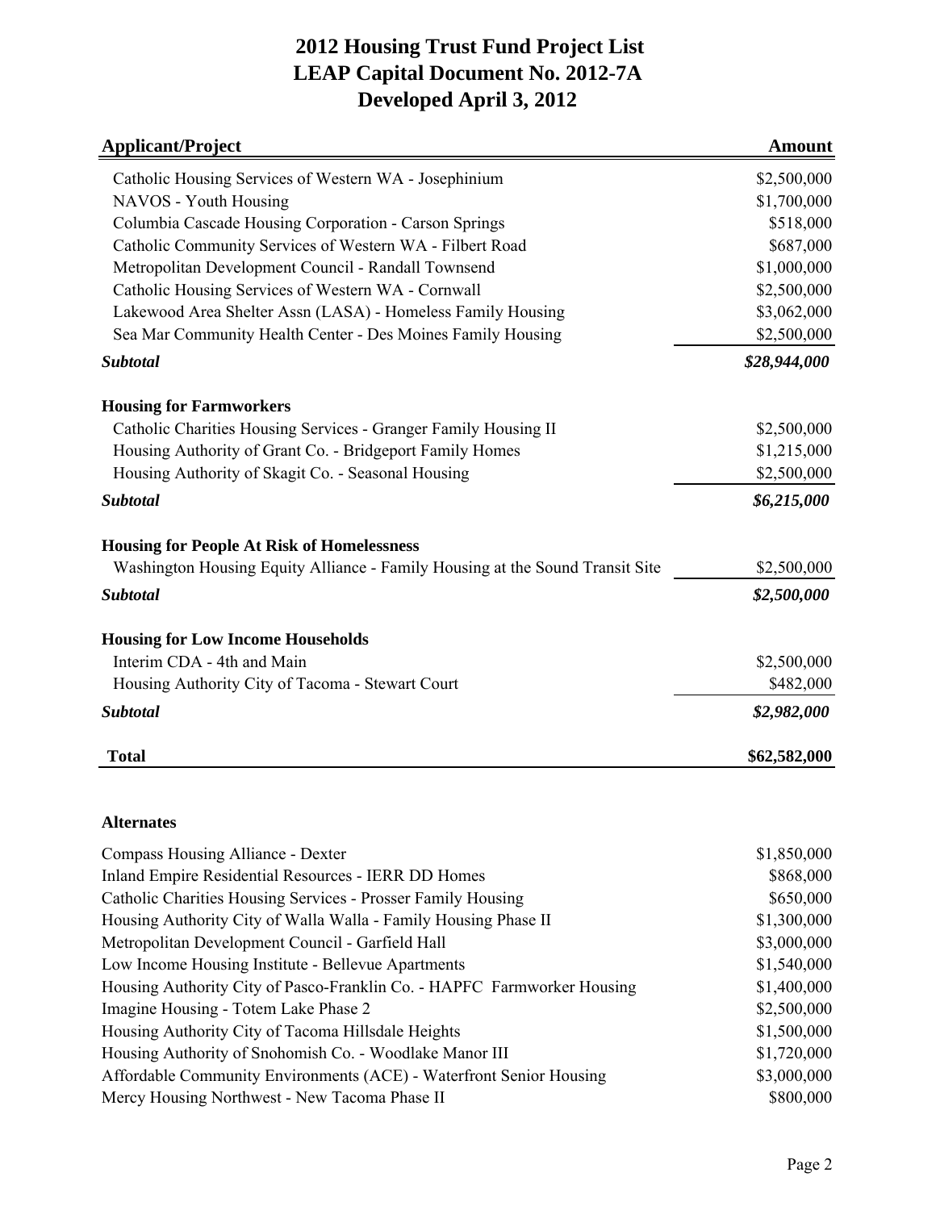# 2012 Housing Trust Fund Project List
# LEAP Capital Document No. 2012-7A
# Developed April 3, 2012

| Applicant/Project | Amount |
|---|---|
| Catholic Housing Services of Western WA - Josephinium | $2,500,000 |
| NAVOS - Youth Housing | $1,700,000 |
| Columbia Cascade Housing Corporation - Carson Springs | $518,000 |
| Catholic Community Services of Western WA - Filbert Road | $687,000 |
| Metropolitan Development Council - Randall Townsend | $1,000,000 |
| Catholic Housing Services of Western WA - Cornwall | $2,500,000 |
| Lakewood Area Shelter Assn (LASA) - Homeless Family Housing | $3,062,000 |
| Sea Mar Community Health Center - Des Moines Family Housing | $2,500,000 |
| ***Subtotal*** | ***$28,944,000*** |
| **Housing for Farmworkers** | |
| Catholic Charities Housing Services - Granger Family Housing II | $2,500,000 |
| Housing Authority of Grant Co. - Bridgeport Family Homes | $1,215,000 |
| Housing Authority of Skagit Co. - Seasonal Housing | $2,500,000 |
| ***Subtotal*** | ***$6,215,000*** |
| **Housing for People At Risk of Homelessness** | |
| Washington Housing Equity Alliance - Family Housing at the Sound Transit Site | $2,500,000 |
| ***Subtotal*** | ***$2,500,000*** |
| **Housing for Low Income Households** | |
| Interim CDA - 4th and Main | $2,500,000 |
| Housing Authority City of Tacoma - Stewart Court | $482,000 |
| ***Subtotal*** | ***$2,982,000*** |
| **Total** | **$62,582,000** |

**Alternates**

| Applicant/Project | Amount |
|---|---|
| Compass Housing Alliance - Dexter | $1,850,000 |
| Inland Empire Residential Resources - IERR DD Homes | $868,000 |
| Catholic Charities Housing Services - Prosser Family Housing | $650,000 |
| Housing Authority City of Walla Walla - Family Housing Phase II | $1,300,000 |
| Metropolitan Development Council - Garfield Hall | $3,000,000 |
| Low Income Housing Institute - Bellevue Apartments | $1,540,000 |
| Housing Authority City of Pasco-Franklin Co. - HAPFC Farmworker Housing | $1,400,000 |
| Imagine Housing - Totem Lake Phase 2 | $2,500,000 |
| Housing Authority City of Tacoma Hillsdale Heights | $1,500,000 |
| Housing Authority of Snohomish Co. - Woodlake Manor III | $1,720,000 |
| Affordable Community Environments (ACE) - Waterfront Senior Housing | $3,000,000 |
| Mercy Housing Northwest - New Tacoma Phase II | $800,000 |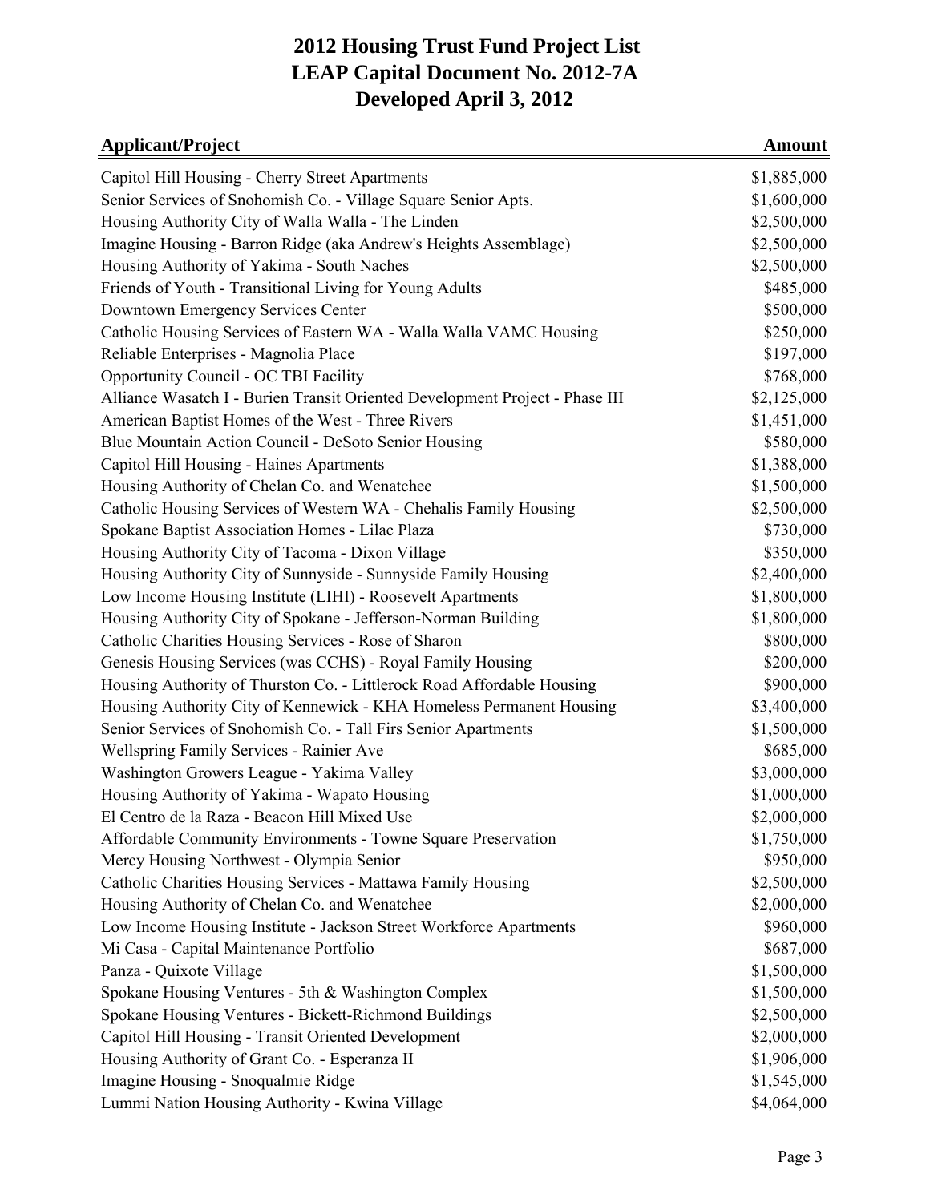# 2012 Housing Trust Fund Project List
# LEAP Capital Document No. 2012-7A
# Developed April 3, 2012

| Applicant/Project | Amount |
|---|---:|
| Capitol Hill Housing - Cherry Street Apartments | \$1,885,000 |
| Senior Services of Snohomish Co. - Village Square Senior Apts. | \$1,600,000 |
| Housing Authority City of Walla Walla - The Linden | \$2,500,000 |
| Imagine Housing - Barron Ridge (aka Andrew's Heights Assemblage) | \$2,500,000 |
| Housing Authority of Yakima - South Naches | \$2,500,000 |
| Friends of Youth - Transitional Living for Young Adults | \$485,000 |
| Downtown Emergency Services Center | \$500,000 |
| Catholic Housing Services of Eastern WA - Walla Walla VAMC Housing | \$250,000 |
| Reliable Enterprises - Magnolia Place | \$197,000 |
| Opportunity Council - OC TBI Facility | \$768,000 |
| Alliance Wasatch I - Burien Transit Oriented Development Project - Phase III | \$2,125,000 |
| American Baptist Homes of the West - Three Rivers | \$1,451,000 |
| Blue Mountain Action Council - DeSoto Senior Housing | \$580,000 |
| Capitol Hill Housing - Haines Apartments | \$1,388,000 |
| Housing Authority of Chelan Co. and Wenatchee | \$1,500,000 |
| Catholic Housing Services of Western WA - Chehalis Family Housing | \$2,500,000 |
| Spokane Baptist Association Homes - Lilac Plaza | \$730,000 |
| Housing Authority City of Tacoma - Dixon Village | \$350,000 |
| Housing Authority City of Sunnyside - Sunnyside Family Housing | \$2,400,000 |
| Low Income Housing Institute (LIHI) - Roosevelt Apartments | \$1,800,000 |
| Housing Authority City of Spokane - Jefferson-Norman Building | \$1,800,000 |
| Catholic Charities Housing Services - Rose of Sharon | \$800,000 |
| Genesis Housing Services (was CCHS) - Royal Family Housing | \$200,000 |
| Housing Authority of Thurston Co. - Littlerock Road Affordable Housing | \$900,000 |
| Housing Authority City of Kennewick - KHA Homeless Permanent Housing | \$3,400,000 |
| Senior Services of Snohomish Co. - Tall Firs Senior Apartments | \$1,500,000 |
| Wellspring Family Services - Rainier Ave | \$685,000 |
| Washington Growers League - Yakima Valley | \$3,000,000 |
| Housing Authority of Yakima - Wapato Housing | \$1,000,000 |
| El Centro de la Raza - Beacon Hill Mixed Use | \$2,000,000 |
| Affordable Community Environments - Towne Square Preservation | \$1,750,000 |
| Mercy Housing Northwest - Olympia Senior | \$950,000 |
| Catholic Charities Housing Services - Mattawa Family Housing | \$2,500,000 |
| Housing Authority of Chelan Co. and Wenatchee | \$2,000,000 |
| Low Income Housing Institute - Jackson Street Workforce Apartments | \$960,000 |
| Mi Casa - Capital Maintenance Portfolio | \$687,000 |
| Panza - Quixote Village | \$1,500,000 |
| Spokane Housing Ventures - 5th & Washington Complex | \$1,500,000 |
| Spokane Housing Ventures - Bickett-Richmond Buildings | \$2,500,000 |
| Capitol Hill Housing - Transit Oriented Development | \$2,000,000 |
| Housing Authority of Grant Co. - Esperanza II | \$1,906,000 |
| Imagine Housing - Snoqualmie Ridge | \$1,545,000 |
| Lummi Nation Housing Authority - Kwina Village | \$4,064,000 |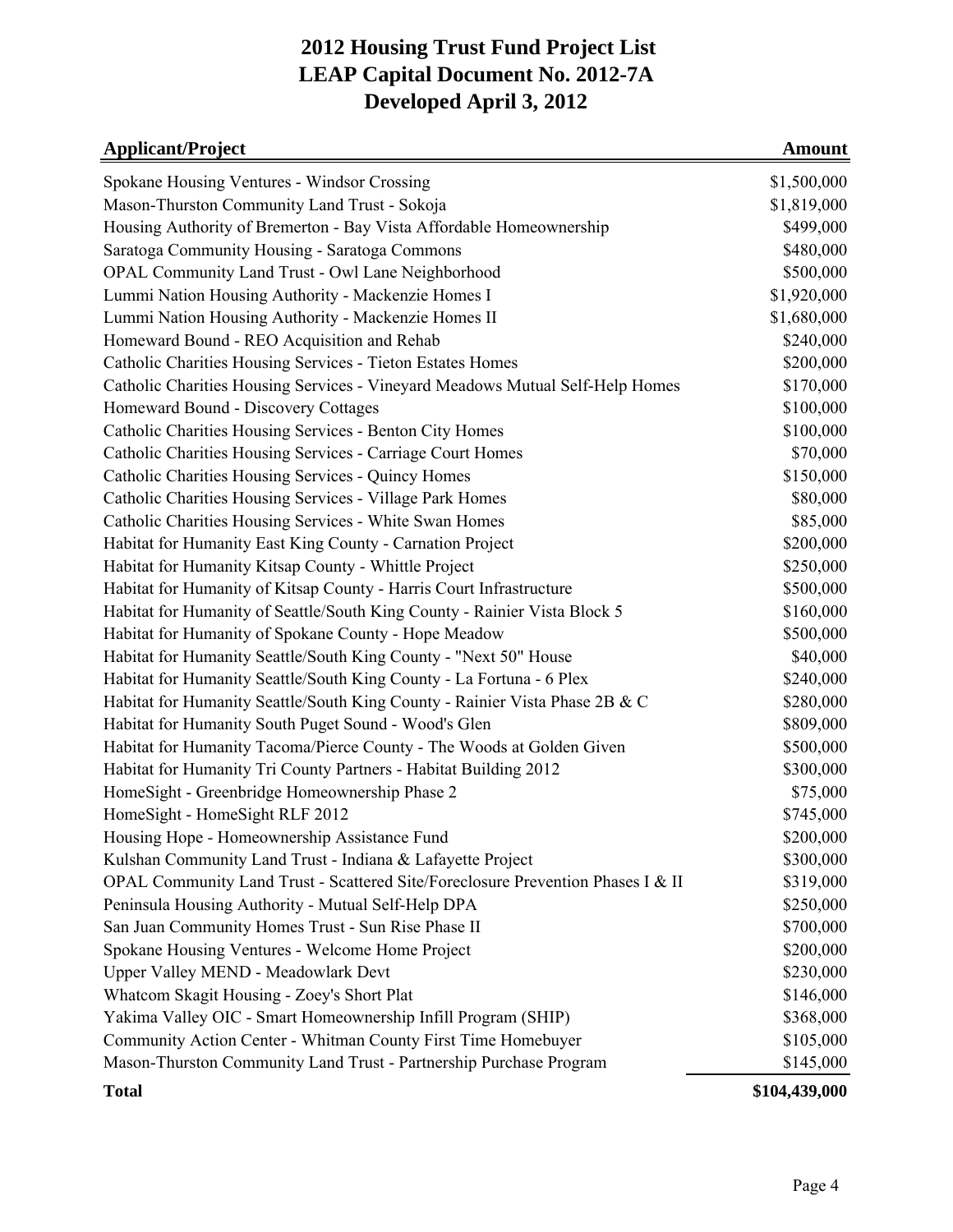# 2012 Housing Trust Fund Project List
# LEAP Capital Document No. 2012-7A
# Developed April 3, 2012

| Applicant/Project | Amount |
|---|---|
| Spokane Housing Ventures - Windsor Crossing | $1,500,000 |
| Mason-Thurston Community Land Trust - Sokoja | $1,819,000 |
| Housing Authority of Bremerton - Bay Vista Affordable Homeownership | $499,000 |
| Saratoga Community Housing - Saratoga Commons | $480,000 |
| OPAL Community Land Trust - Owl Lane Neighborhood | $500,000 |
| Lummi Nation Housing Authority - Mackenzie Homes I | $1,920,000 |
| Lummi Nation Housing Authority - Mackenzie Homes II | $1,680,000 |
| Homeward Bound - REO Acquisition and Rehab | $240,000 |
| Catholic Charities Housing Services - Tieton Estates Homes | $200,000 |
| Catholic Charities Housing Services - Vineyard Meadows Mutual Self-Help Homes | $170,000 |
| Homeward Bound - Discovery Cottages | $100,000 |
| Catholic Charities Housing Services - Benton City Homes | $100,000 |
| Catholic Charities Housing Services - Carriage Court Homes | $70,000 |
| Catholic Charities Housing Services - Quincy Homes | $150,000 |
| Catholic Charities Housing Services - Village Park Homes | $80,000 |
| Catholic Charities Housing Services - White Swan Homes | $85,000 |
| Habitat for Humanity East King County - Carnation Project | $200,000 |
| Habitat for Humanity Kitsap County - Whittle Project | $250,000 |
| Habitat for Humanity of Kitsap County - Harris Court Infrastructure | $500,000 |
| Habitat for Humanity of Seattle/South King County - Rainier Vista Block 5 | $160,000 |
| Habitat for Humanity of Spokane County - Hope Meadow | $500,000 |
| Habitat for Humanity Seattle/South King County - "Next 50" House | $40,000 |
| Habitat for Humanity Seattle/South King County - La Fortuna - 6 Plex | $240,000 |
| Habitat for Humanity Seattle/South King County - Rainier Vista Phase 2B & C | $280,000 |
| Habitat for Humanity South Puget Sound - Wood's Glen | $809,000 |
| Habitat for Humanity Tacoma/Pierce County - The Woods at Golden Given | $500,000 |
| Habitat for Humanity Tri County Partners - Habitat Building 2012 | $300,000 |
| HomeSight - Greenbridge Homeownership Phase 2 | $75,000 |
| HomeSight - HomeSight RLF 2012 | $745,000 |
| Housing Hope - Homeownership Assistance Fund | $200,000 |
| Kulshan Community Land Trust - Indiana & Lafayette Project | $300,000 |
| OPAL Community Land Trust - Scattered Site/Foreclosure Prevention Phases I & II | $319,000 |
| Peninsula Housing Authority - Mutual Self-Help DPA | $250,000 |
| San Juan Community Homes Trust - Sun Rise Phase II | $700,000 |
| Spokane Housing Ventures - Welcome Home Project | $200,000 |
| Upper Valley MEND - Meadowlark Devt | $230,000 |
| Whatcom Skagit Housing - Zoey's Short Plat | $146,000 |
| Yakima Valley OIC - Smart Homeownership Infill Program (SHIP) | $368,000 |
| Community Action Center - Whitman County First Time Homebuyer | $105,000 |
| Mason-Thurston Community Land Trust - Partnership Purchase Program | $145,000 |
| **Total** | **$104,439,000** |